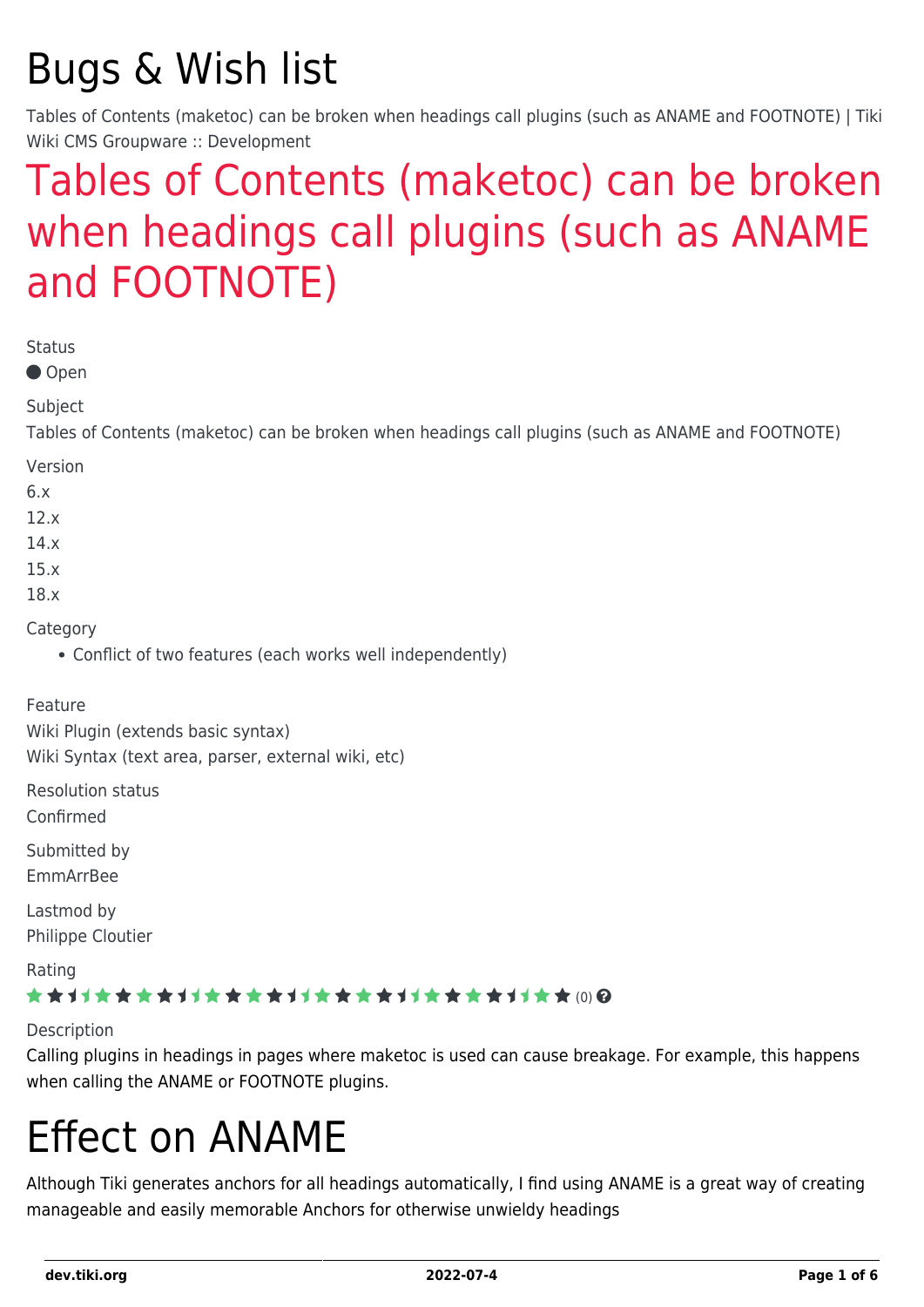# Bugs & Wish list

Tables of Contents (maketoc) can be broken when headings call plugins (such as ANAME and FOOTNOTE) | Tiki Wiki CMS Groupware :: Development

## Tables of Contents (maketoc) can be broken when headings call plugins (such as ANAME and FOOTNOTE)

Status

● Open

Subject

Tables of Contents (maketoc) can be broken when headings call plugins (such as ANAME and FOOTNOTE)

Version

6.x

12.x

14.x

15.x

18.x

Category

- Conflict of two features (each works well independently)

Feature

Wiki Plugin (extends basic syntax)

Wiki Syntax (text area, parser, external wiki, etc)

Resolution status

Confirmed

Submitted by

EmmArrBee

Lastmod by

Philippe Cloutier

Rating

(0)

Description

Calling plugins in headings in pages where maketoc is used can cause breakage. For example, this happens when calling the ANAME or FOOTNOTE plugins.

# Effect on ANAME

Although Tiki generates anchors for all headings automatically, I find using ANAME is a great way of creating manageable and easily memorable Anchors for otherwise unwieldy headings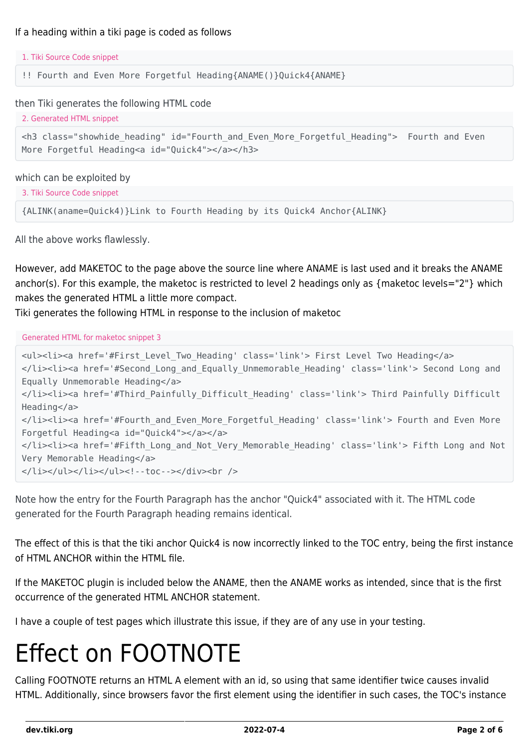If a heading within a tiki page is coded as follows

1. Tiki Source Code snippet

```
!! Fourth and Even More Forgetful Heading{ANAME()}Quick4{ANAME}
```

then Tiki generates the following HTML code

2. Generated HTML snippet

```
<h3 class="showhide_heading" id="Fourth_and_Even_More_Forgetful_Heading">  Fourth and Even
More Forgetful Heading<a id="Quick4"></a></h3>
```

which can be exploited by

3. Tiki Source Code snippet

```
{ALINK(aname=Quick4)}Link to Fourth Heading by its Quick4 Anchor{ALINK}
```

All the above works flawlessly.

However, add MAKETOC to the page above the source line where ANAME is last used and it breaks the ANAME anchor(s). For this example, the maketoc is restricted to level 2 headings only as {maketoc levels="2"} which makes the generated HTML a little more compact.
Tiki generates the following HTML in response to the inclusion of maketoc

Generated HTML for maketoc snippet 3

```
<ul><li><a href='#First_Level_Two_Heading' class='link'> First Level Two Heading</a>
</li><li><a href='#Second_Long_and_Equally_Unmemorable_Heading' class='link'> Second Long and
Equally Unmemorable Heading</a>
</li><li><a href='#Third_Painfully_Difficult_Heading' class='link'> Third Painfully Difficult
Heading</a>
</li><li><a href='#Fourth_and_Even_More_Forgetful_Heading' class='link'> Fourth and Even More
Forgetful Heading<a id="Quick4"></a></a>
</li><li><a href='#Fifth_Long_and_Not_Very_Memorable_Heading' class='link'> Fifth Long and Not
Very Memorable Heading</a>
</li></ul></li></ul><!--toc--></div><br />
```

Note how the entry for the Fourth Paragraph has the anchor "Quick4" associated with it. The HTML code generated for the Fourth Paragraph heading remains identical.

The effect of this is that the tiki anchor Quick4 is now incorrectly linked to the TOC entry, being the first instance of HTML ANCHOR within the HTML file.

If the MAKETOC plugin is included below the ANAME, then the ANAME works as intended, since that is the first occurrence of the generated HTML ANCHOR statement.

I have a couple of test pages which illustrate this issue, if they are of any use in your testing.

# Effect on FOOTNOTE

Calling FOOTNOTE returns an HTML A element with an id, so using that same identifier twice causes invalid HTML. Additionally, since browsers favor the first element using the identifier in such cases, the TOC's instance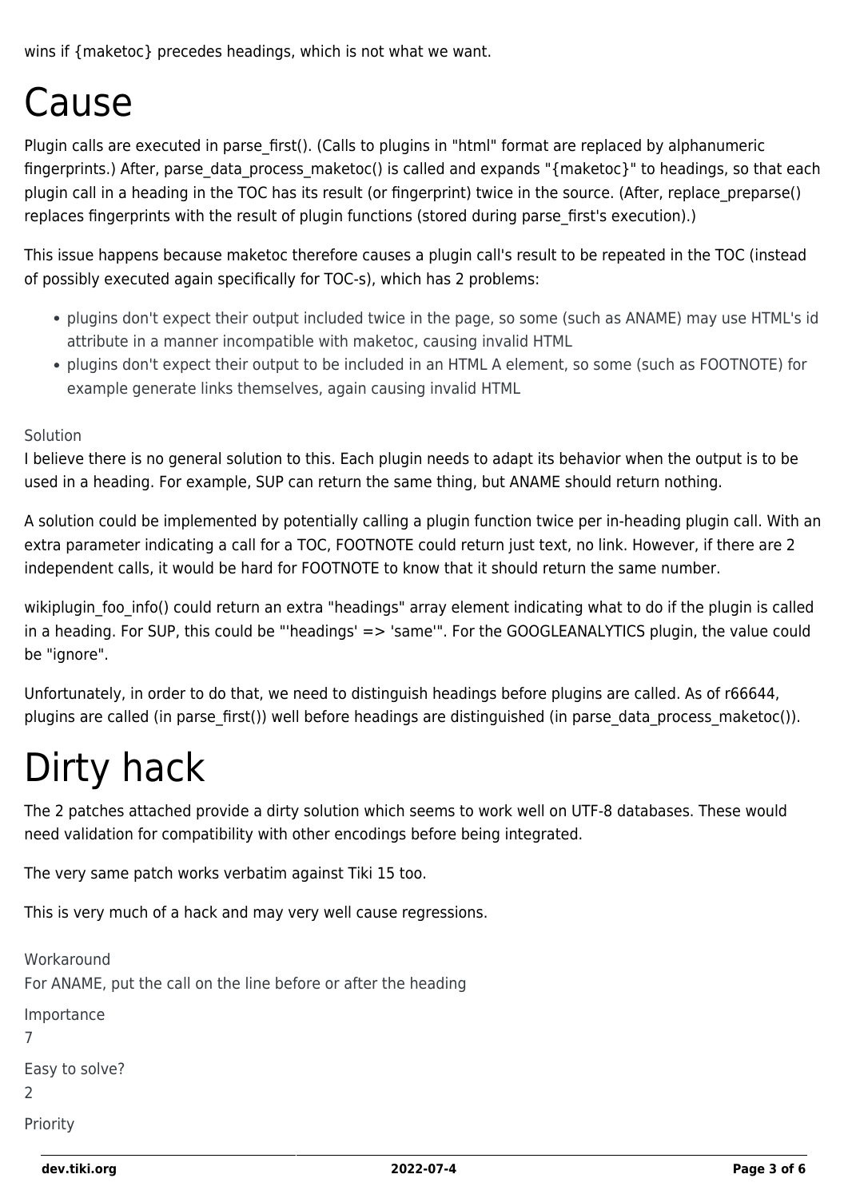wins if {maketoc} precedes headings, which is not what we want.

# Cause

Plugin calls are executed in parse_first(). (Calls to plugins in "html" format are replaced by alphanumeric fingerprints.) After, parse_data_process_maketoc() is called and expands "{maketoc}" to headings, so that each plugin call in a heading in the TOC has its result (or fingerprint) twice in the source. (After, replace_preparse() replaces fingerprints with the result of plugin functions (stored during parse_first's execution).)

This issue happens because maketoc therefore causes a plugin call's result to be repeated in the TOC (instead of possibly executed again specifically for TOC-s), which has 2 problems:

- plugins don't expect their output included twice in the page, so some (such as ANAME) may use HTML's id attribute in a manner incompatible with maketoc, causing invalid HTML
- plugins don't expect their output to be included in an HTML A element, so some (such as FOOTNOTE) for example generate links themselves, again causing invalid HTML

Solution

I believe there is no general solution to this. Each plugin needs to adapt its behavior when the output is to be used in a heading. For example, SUP can return the same thing, but ANAME should return nothing.

A solution could be implemented by potentially calling a plugin function twice per in-heading plugin call. With an extra parameter indicating a call for a TOC, FOOTNOTE could return just text, no link. However, if there are 2 independent calls, it would be hard for FOOTNOTE to know that it should return the same number.

wikiplugin_foo_info() could return an extra "headings" array element indicating what to do if the plugin is called in a heading. For SUP, this could be "'headings' => 'same'". For the GOOGLEANALYTICS plugin, the value could be "ignore".

Unfortunately, in order to do that, we need to distinguish headings before plugins are called. As of r66644, plugins are called (in parse_first()) well before headings are distinguished (in parse_data_process_maketoc()).

# Dirty hack

The 2 patches attached provide a dirty solution which seems to work well on UTF-8 databases. These would need validation for compatibility with other encodings before being integrated.

The very same patch works verbatim against Tiki 15 too.

This is very much of a hack and may very well cause regressions.

Workaround

For ANAME, put the call on the line before or after the heading

Importance

7

Easy to solve?

2

Priority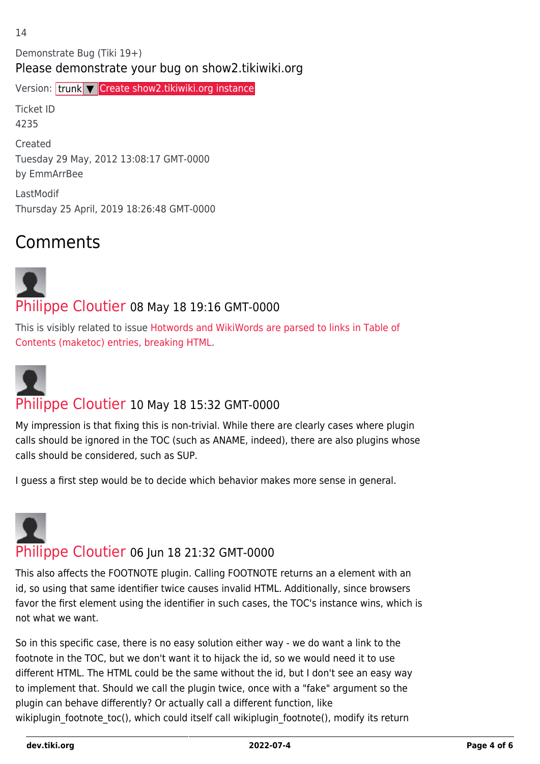14

Demonstrate Bug (Tiki 19+)

Please demonstrate your bug on show2.tikiwiki.org

Version: trunk ▼ Create show2.tikiwiki.org instance

Ticket ID

4235

Created

Tuesday 29 May, 2012 13:08:17 GMT-0000

by EmmArrBee

LastModif

Thursday 25 April, 2019 18:26:48 GMT-0000

# Comments

**Philippe Cloutier** 08 May 18 19:16 GMT-0000

This is visibly related to issue Hotwords and WikiWords are parsed to links in Table of Contents (maketoc) entries, breaking HTML.

**Philippe Cloutier** 10 May 18 15:32 GMT-0000

My impression is that fixing this is non-trivial. While there are clearly cases where plugin calls should be ignored in the TOC (such as ANAME, indeed), there are also plugins whose calls should be considered, such as SUP.

I guess a first step would be to decide which behavior makes more sense in general.

**Philippe Cloutier** 06 Jun 18 21:32 GMT-0000

This also affects the FOOTNOTE plugin. Calling FOOTNOTE returns an a element with an id, so using that same identifier twice causes invalid HTML. Additionally, since browsers favor the first element using the identifier in such cases, the TOC's instance wins, which is not what we want.

So in this specific case, there is no easy solution either way - we do want a link to the footnote in the TOC, but we don't want it to hijack the id, so we would need it to use different HTML. The HTML could be the same without the id, but I don't see an easy way to implement that. Should we call the plugin twice, once with a "fake" argument so the plugin can behave differently? Or actually call a different function, like wikiplugin_footnote_toc(), which could itself call wikiplugin_footnote(), modify its return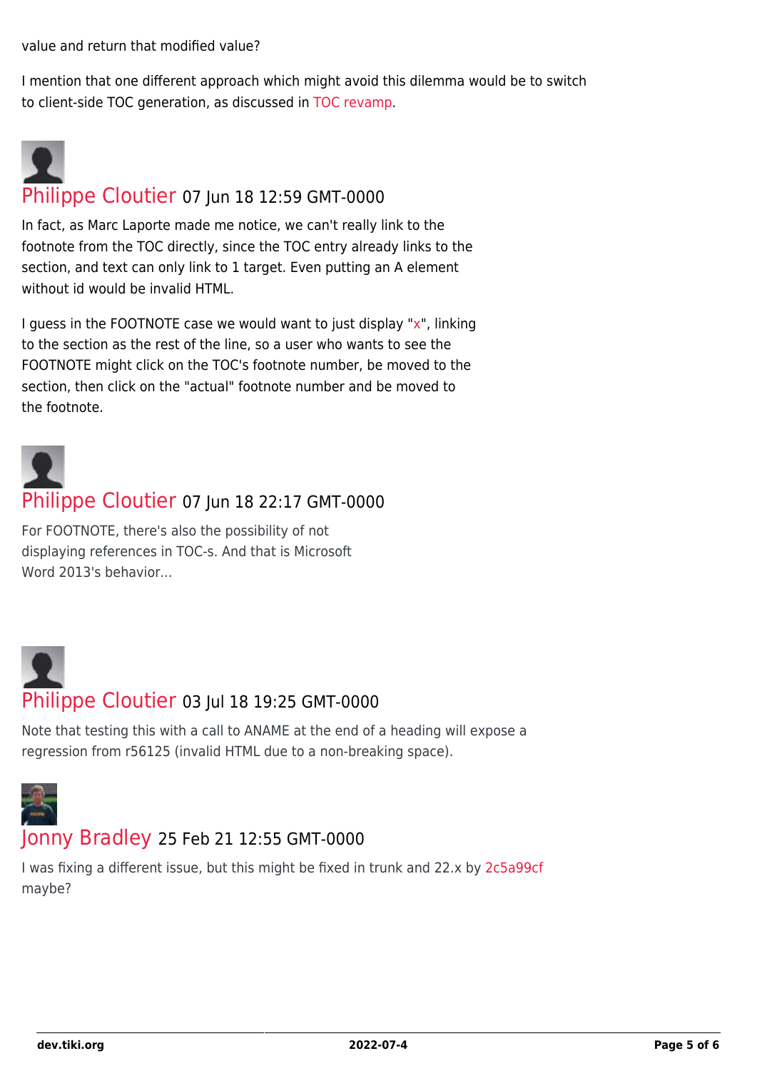value and return that modified value?

I mention that one different approach which might avoid this dilemma would be to switch to client-side TOC generation, as discussed in TOC revamp.

## Philippe Cloutier 07 Jun 18 12:59 GMT-0000

In fact, as Marc Laporte made me notice, we can't really link to the footnote from the TOC directly, since the TOC entry already links to the section, and text can only link to 1 target. Even putting an A element without id would be invalid HTML.

I guess in the FOOTNOTE case we would want to just display "x", linking to the section as the rest of the line, so a user who wants to see the FOOTNOTE might click on the TOC's footnote number, be moved to the section, then click on the "actual" footnote number and be moved to the footnote.

## Philippe Cloutier 07 Jun 18 22:17 GMT-0000

For FOOTNOTE, there's also the possibility of not displaying references in TOC-s. And that is Microsoft Word 2013's behavior...

## Philippe Cloutier 03 Jul 18 19:25 GMT-0000

Note that testing this with a call to ANAME at the end of a heading will expose a regression from r56125 (invalid HTML due to a non-breaking space).

## Jonny Bradley 25 Feb 21 12:55 GMT-0000

I was fixing a different issue, but this might be fixed in trunk and 22.x by 2c5a99cf maybe?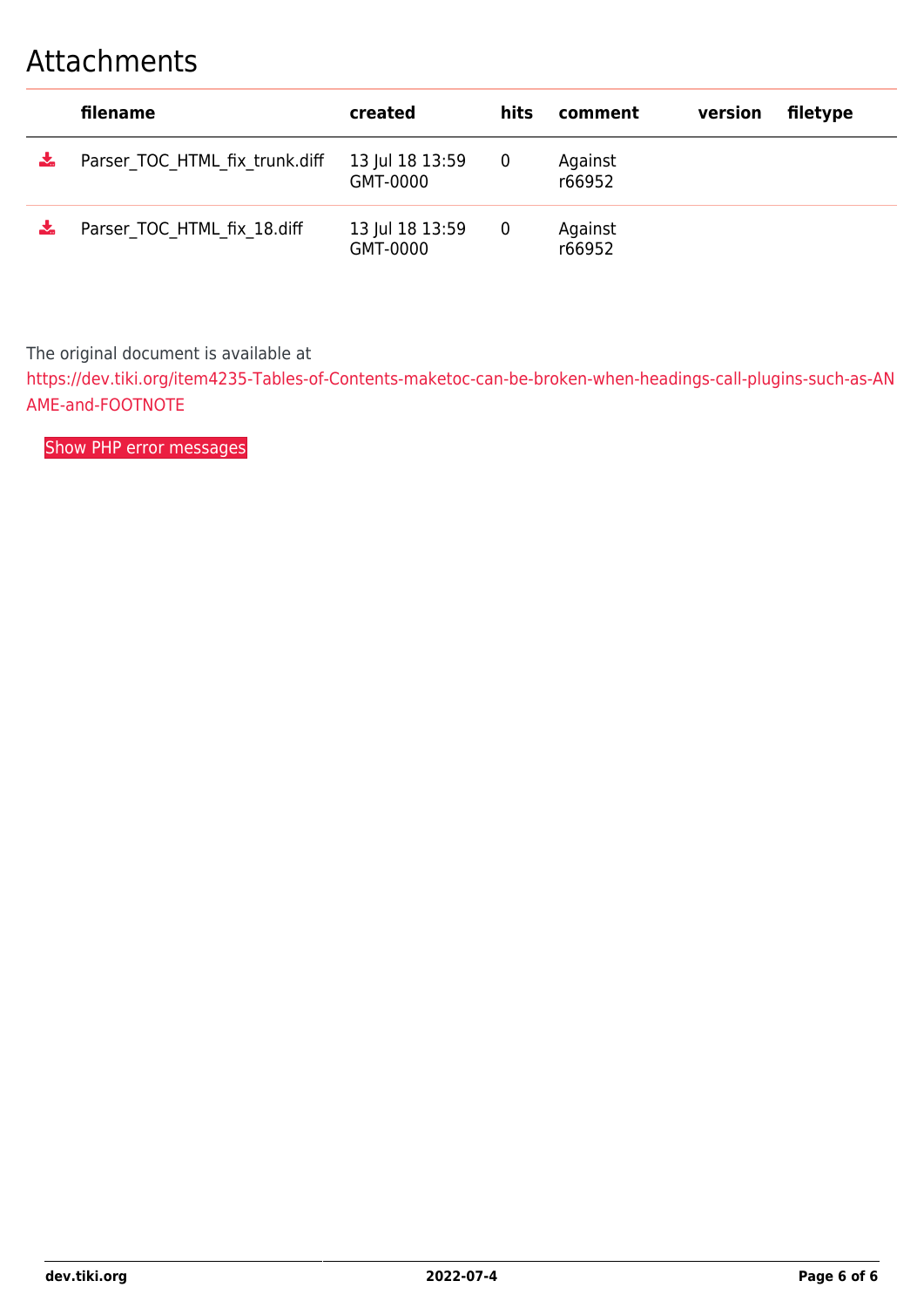## Attachments

| | filename | created | hits | comment | version | filetype |
|---|---|---|---|---|---|---|
| | Parser_TOC_HTML_fix_trunk.diff | 13 Jul 18 13:59 GMT-0000 | 0 | Against r66952 | | |
| | Parser_TOC_HTML_fix_18.diff | 13 Jul 18 13:59 GMT-0000 | 0 | Against r66952 | | |

The original document is available at https://dev.tiki.org/item4235-Tables-of-Contents-maketoc-can-be-broken-when-headings-call-plugins-such-as-ANAME-and-FOOTNOTE

Show PHP error messages